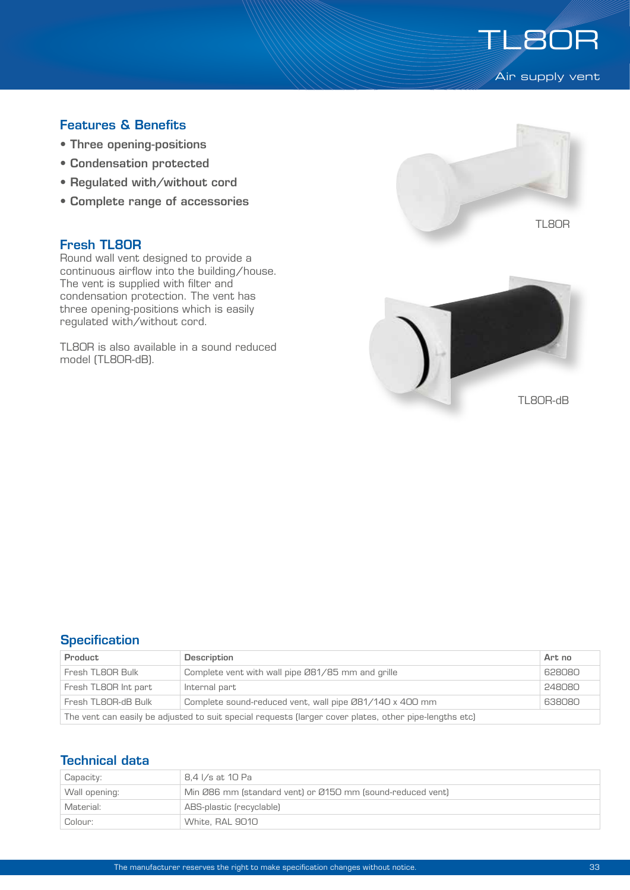# TL80R

Air supply vent

## Features & Benefits

- Three opening-positions
- Condensation protected
- Regulated with/without cord
- Complete range of accessories

## Fresh TL80R

Round wall vent designed to provide a continuous airflow into the building/house. The vent is supplied with filter and condensation protection. The vent has three opening-positions which is easily regulated with/without cord.

TL80R is also available in a sound reduced model (TL80R-dB).

TL80R

TL80R-dB

## Specification

| Product | Description | Art no |
|---|---|---|
| Fresh TL80R Bulk | Complete vent with wall pipe Ø81/85 mm and grille | 628080 |
| Fresh TL80R Int part | Internal part | 248080 |
| Fresh TL80R-dB Bulk | Complete sound-reduced vent, wall pipe Ø81/140 x 400 mm | 638080 |
| The vent can easily be adjusted to suit special requests (larger cover plates, other pipe-lengths etc) | | |

## Technical data

| | |
|---|---|
| Capacity: | 8,4 l/s at 10 Pa |
| Wall opening: | Min Ø86 mm (standard vent) or Ø150 mm (sound-reduced vent) |
| Material: | ABS-plastic (recyclable) |
| Colour: | White, RAL 9010 |

The manufacturer reserves the right to make specification changes without notice.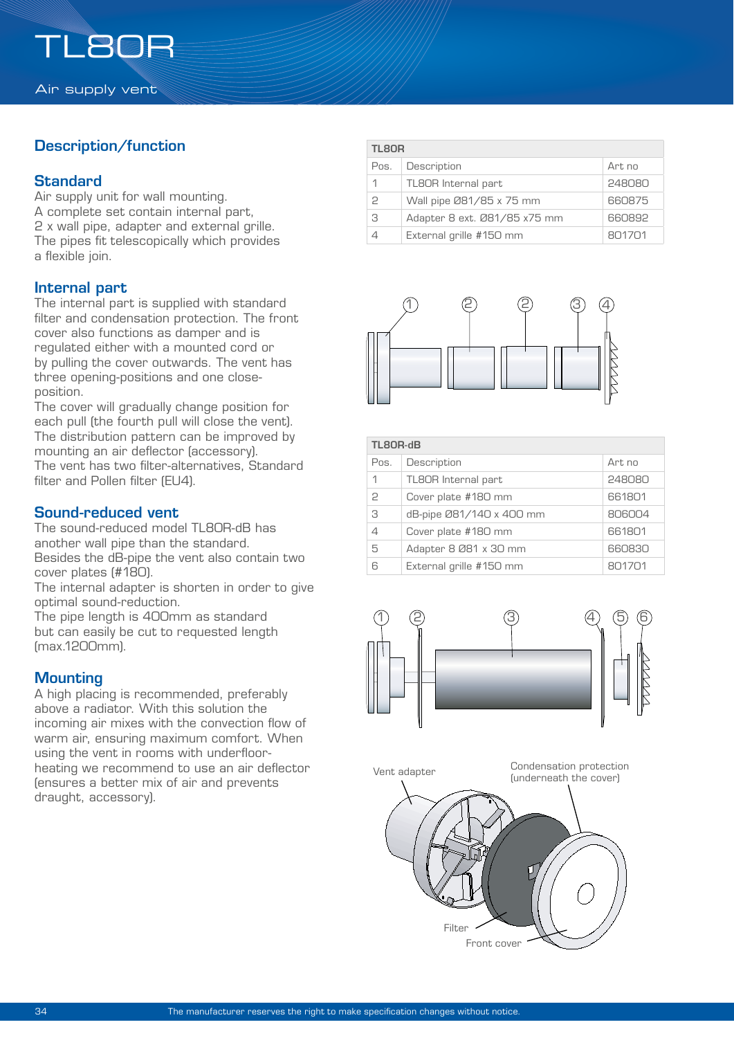# TL80R

Air supply vent

## Description/function

### Standard

Air supply unit for wall mounting.
A complete set contain internal part, 2 x wall pipe, adapter and external grille.
The pipes fit telescopically which provides a flexible join.

### Internal part

The internal part is supplied with standard filter and condensation protection. The front cover also functions as damper and is regulated either with a mounted cord or by pulling the cover outwards. The vent has three opening-positions and one close-position.
The cover will gradually change position for each pull (the fourth pull will close the vent).
The distribution pattern can be improved by mounting an air deflector (accessory).
The vent has two filter-alternatives, Standard filter and Pollen filter (EU4).

### Sound-reduced vent

The sound-reduced model TL80R-dB has another wall pipe than the standard.
Besides the dB-pipe the vent also contain two cover plates (#180).
The internal adapter is shorten in order to give optimal sound-reduction.
The pipe length is 400mm as standard but can easily be cut to requested length (max.1200mm).

### Mounting

A high placing is recommended, preferably above a radiator. With this solution the incoming air mixes with the convection flow of warm air, ensuring maximum comfort. When using the vent in rooms with underfloor-heating we recommend to use an air deflector (ensures a better mix of air and prevents draught, accessory).

**TL80R**

| Pos. | Description | Art no |
|---|---|---|
| 1 | TL80R Internal part | 248080 |
| 2 | Wall pipe Ø81/85 x 75 mm | 660875 |
| 3 | Adapter 8 ext. Ø81/85 x75 mm | 660892 |
| 4 | External grille #150 mm | 801701 |

**TL80R-dB**

| Pos. | Description | Art no |
|---|---|---|
| 1 | TL80R Internal part | 248080 |
| 2 | Cover plate #180 mm | 661801 |
| 3 | dB-pipe Ø81/140 x 400 mm | 806004 |
| 4 | Cover plate #180 mm | 661801 |
| 5 | Adapter 8 Ø81 x 30 mm | 660830 |
| 6 | External grille #150 mm | 801701 |

Vent adapter

Condensation protection (underneath the cover)

Filter

Front cover

The manufacturer reserves the right to make specification changes without notice.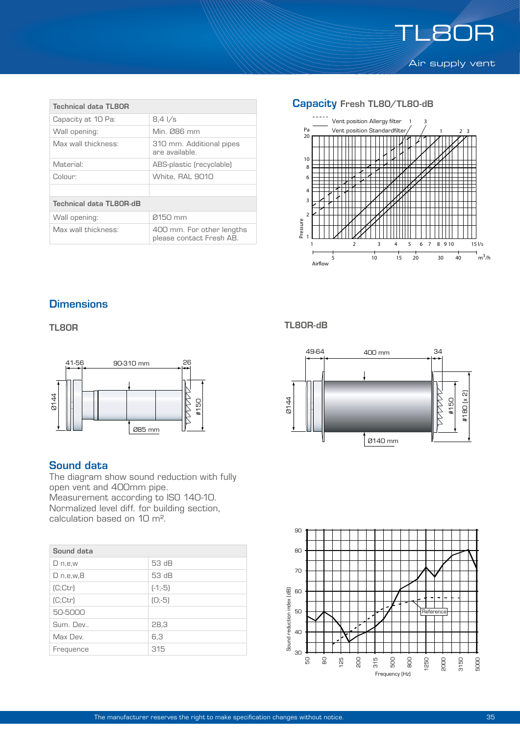# TL80R

Air supply vent

| Technical data TL80R | |
|---|---|
| Capacity at 10 Pa: | 8,4 l/s |
| Wall opening: | Min. Ø86 mm |
| Max wall thickness: | 310 mm. Additional pipes are available. |
| Material: | ABS-plastic (recyclable) |
| Colour: | White, RAL 9010 |
| | |

| Technical data TL80R-dB | |
|---|---|
| Wall opening: | Ø150 mm |
| Max wall thickness: | 400 mm. For other lengths please contact Fresh AB. |

## Capacity Fresh TL80/TL80-dB

## Dimensions

### TL80R

### TL80R-dB

## Sound data

The diagram show sound reduction with fully open vent and 400mm pipe.
Measurement according to ISO 140-10.
Normalized level diff. for building section, calculation based on 10 m².

| Sound data | |
|---|---|
| D n,e,w | 53 dB |
| D n,e,w,8 | 53 dB |
| (C;Ctr) | (-1;-5) |
| (C;Ctr) | (0;-5) |
| 50-5000 | |
| Sum. Dev.. | 28,3 |
| Max Dev. | 6,3 |
| Frequence | 315 |

The manufacturer reserves the right to make specification changes without notice.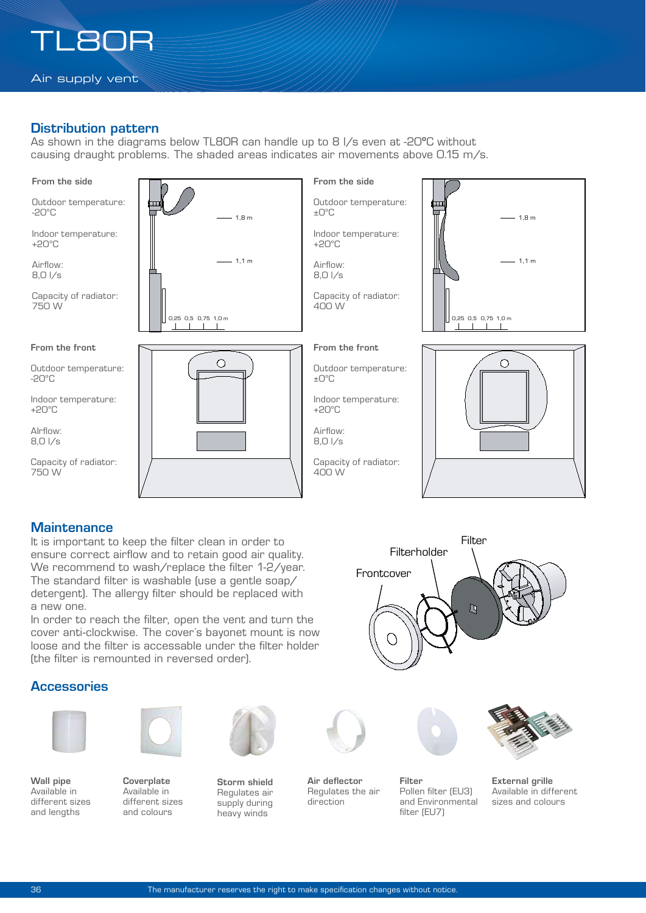# TL8OR

Air supply vent

## Distribution pattern

As shown in the diagrams below TL8OR can handle up to 8 l/s even at -20°C without causing draught problems. The shaded areas indicates air movements above 0.15 m/s.

**From the side**

Outdoor temperature: -20°C

Indoor temperature: +20°C

Airflow: 8,0 l/s

Capacity of radiator: 750 W

1,8 m
1,1 m
0,25 0,5 0,75 1,0 m

**From the side**

Outdoor temperature: ±0°C

Indoor temperature: +20°C

Airflow: 8,0 l/s

Capacity of radiator: 400 W

1,8 m
1,1 m
0,25 0,5 0,75 1,0 m

**From the front**

Outdoor temperature: -20°C

Indoor temperature: +20°C

Alrflow: 8,0 l/s

Capacity of radiator: 750 W

**From the front**

Outdoor temperature: ±0°C

Indoor temperature: +20°C

Airflow: 8,0 l/s

Capacity of radiator: 400 W

## Maintenance

It is important to keep the filter clean in order to ensure correct airflow and to retain good air quality. We recommend to wash/replace the filter 1-2/year. The standard filter is washable (use a gentle soap/ detergent). The allergy filter should be replaced with a new one.

In order to reach the filter, open the vent and turn the cover anti-clockwise. The cover´s bayonet mount is now loose and the filter is accessable under the filter holder (the filter is remounted in reversed order).

Filter
Filterholder
Frontcover

## Accessories

**Wall pipe**
Available in different sizes and lengths

**Coverplate**
Available in different sizes and colours

**Storm shield**
Regulates air supply during heavy winds

**Air deflector**
Regulates the air direction

**Filter**
Pollen filter (EU3) and Environmental filter (EU7)

**External grille**
Available in different sizes and colours

The manufacturer reserves the right to make specification changes without notice.